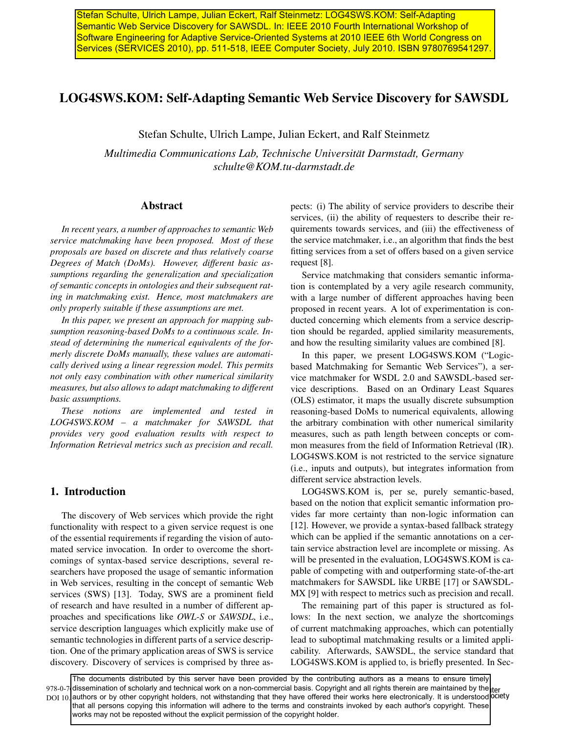Stefan Schulte, Ulrich Lampe, Julian Eckert, Ralf Steinmetz: LOG4SWS.KOM: Self-Adapting Semantic Web Service Discovery for SAWSDL. In: IEEE 2010 Fourth International Workshop of Software Engineering for Adaptive Service-Oriented Systems at 2010 IEEE 6th World Congress on Services (SERVICES 2010), pp. 511-518, IEEE Computer Society, July 2010. ISBN 9780769541297.

# LOG4SWS.KOM: Self-Adapting Semantic Web Service Discovery for SAWSDL

Stefan Schulte, Ulrich Lampe, Julian Eckert, and Ralf Steinmetz

*Multimedia Communications Lab, Technische Universität Darmstadt, Germany*
*schulte@KOM.tu-darmstadt.de*

## Abstract

*In recent years, a number of approaches to semantic Web service matchmaking have been proposed. Most of these proposals are based on discrete and thus relatively coarse Degrees of Match (DoMs). However, different basic assumptions regarding the generalization and specialization of semantic concepts in ontologies and their subsequent rating in matchmaking exist. Hence, most matchmakers are only properly suitable if these assumptions are met.*

*In this paper, we present an approach for mapping subsumption reasoning-based DoMs to a continuous scale. Instead of determining the numerical equivalents of the formerly discrete DoMs manually, these values are automatically derived using a linear regression model. This permits not only easy combination with other numerical similarity measures, but also allows to adapt matchmaking to different basic assumptions.*

*These notions are implemented and tested in LOG4SWS.KOM – a matchmaker for SAWSDL that provides very good evaluation results with respect to Information Retrieval metrics such as precision and recall.*

## 1. Introduction

The discovery of Web services which provide the right functionality with respect to a given service request is one of the essential requirements if regarding the vision of automated service invocation. In order to overcome the shortcomings of syntax-based service descriptions, several researchers have proposed the usage of semantic information in Web services, resulting in the concept of semantic Web services (SWS) [13]. Today, SWS are a prominent field of research and have resulted in a number of different approaches and specifications like *OWL-S* or *SAWSDL*, i.e., service description languages which explicitly make use of semantic technologies in different parts of a service description. One of the primary application areas of SWS is service discovery. Discovery of services is comprised by three aspects: (i) The ability of service providers to describe their services, (ii) the ability of requesters to describe their requirements towards services, and (iii) the effectiveness of the service matchmaker, i.e., an algorithm that finds the best fitting services from a set of offers based on a given service request [8].

Service matchmaking that considers semantic information is contemplated by a very agile research community, with a large number of different approaches having been proposed in recent years. A lot of experimentation is conducted concerning which elements from a service description should be regarded, applied similarity measurements, and how the resulting similarity values are combined [8].

In this paper, we present LOG4SWS.KOM ("Logic-based Matchmaking for Semantic Web Services"), a service matchmaker for WSDL 2.0 and SAWSDL-based service descriptions. Based on an Ordinary Least Squares (OLS) estimator, it maps the usually discrete subsumption reasoning-based DoMs to numerical equivalents, allowing the arbitrary combination with other numerical similarity measures, such as path length between concepts or common measures from the field of Information Retrieval (IR). LOG4SWS.KOM is not restricted to the service signature (i.e., inputs and outputs), but integrates information from different service abstraction levels.

LOG4SWS.KOM is, per se, purely semantic-based, based on the notion that explicit semantic information provides far more certainty than non-logic information can [12]. However, we provide a syntax-based fallback strategy which can be applied if the semantic annotations on a certain service abstraction level are incomplete or missing. As will be presented in the evaluation, LOG4SWS.KOM is capable of competing with and outperforming state-of-the-art matchmakers for SAWSDL like URBE [17] or SAWSDL-MX [9] with respect to metrics such as precision and recall.

The remaining part of this paper is structured as follows: In the next section, we analyze the shortcomings of current matchmaking approaches, which can potentially lead to suboptimal matchmaking results or a limited applicability. Afterwards, SAWSDL, the service standard that LOG4SWS.KOM is applied to, is briefly presented. In Sec-

The documents distributed by this server have been provided by the contributing authors as a means to ensure timely dissemination of scholarly and technical work on a non-commercial basis. Copyright and all rights therein are maintained by the authors or by other copyright holders, not withstanding that they have offered their works here electronically. It is understood that all persons copying this information will adhere to the terms and constraints invoked by each author's copyright. These works may not be reposted without the explicit permission of the copyright holder.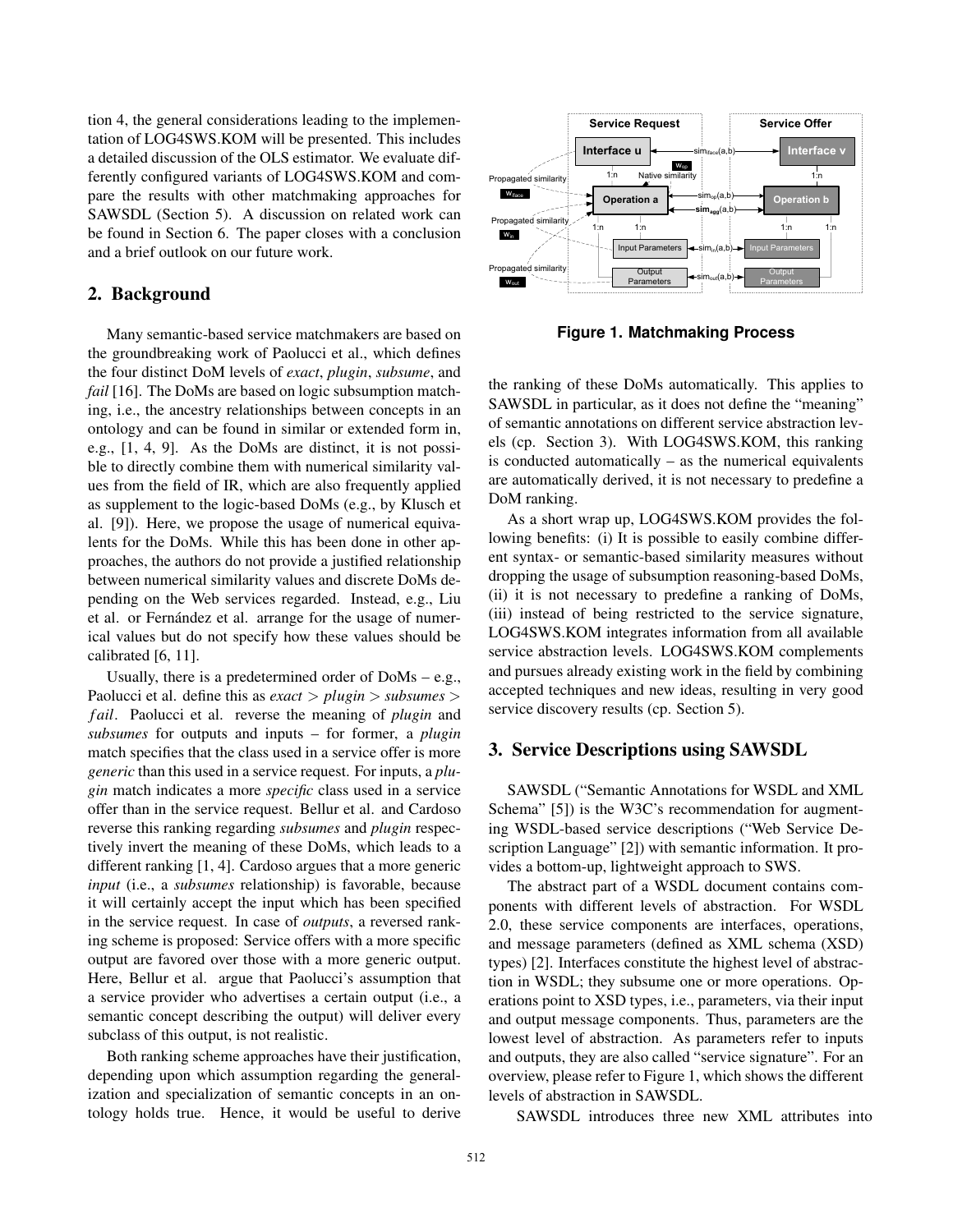tion 4, the general considerations leading to the implementation of LOG4SWS.KOM will be presented. This includes a detailed discussion of the OLS estimator. We evaluate differently configured variants of LOG4SWS.KOM and compare the results with other matchmaking approaches for SAWSDL (Section 5). A discussion on related work can be found in Section 6. The paper closes with a conclusion and a brief outlook on our future work.

## 2. Background

Many semantic-based service matchmakers are based on the groundbreaking work of Paolucci et al., which defines the four distinct DoM levels of *exact*, *plugin*, *subsume*, and *fail* [16]. The DoMs are based on logic subsumption matching, i.e., the ancestry relationships between concepts in an ontology and can be found in similar or extended form in, e.g., [1, 4, 9]. As the DoMs are distinct, it is not possible to directly combine them with numerical similarity values from the field of IR, which are also frequently applied as supplement to the logic-based DoMs (e.g., by Klusch et al. [9]). Here, we propose the usage of numerical equivalents for the DoMs. While this has been done in other approaches, the authors do not provide a justified relationship between numerical similarity values and discrete DoMs depending on the Web services regarded. Instead, e.g., Liu et al. or Fernández et al. arrange for the usage of numerical values but do not specify how these values should be calibrated [6, 11].

Usually, there is a predetermined order of DoMs – e.g., Paolucci et al. define this as *exact* > *plugin* > *subsumes* > *fail*. Paolucci et al. reverse the meaning of *plugin* and *subsumes* for outputs and inputs – for former, a *plugin* match specifies that the class used in a service offer is more *generic* than this used in a service request. For inputs, a *plugin* match indicates a more *specific* class used in a service offer than in the service request. Bellur et al. and Cardoso reverse this ranking regarding *subsumes* and *plugin* respectively invert the meaning of these DoMs, which leads to a different ranking [1, 4]. Cardoso argues that a more generic *input* (i.e., a *subsumes* relationship) is favorable, because it will certainly accept the input which has been specified in the service request. In case of *outputs*, a reversed ranking scheme is proposed: Service offers with a more specific output are favored over those with a more generic output. Here, Bellur et al. argue that Paolucci's assumption that a service provider who advertises a certain output (i.e., a semantic concept describing the output) will deliver every subclass of this output, is not realistic.

Both ranking scheme approaches have their justification, depending upon which assumption regarding the generalization and specialization of semantic concepts in an ontology holds true. Hence, it would be useful to derive the ranking of these DoMs automatically. This applies to SAWSDL in particular, as it does not define the "meaning" of semantic annotations on different service abstraction levels (cp. Section 3). With LOG4SWS.KOM, this ranking is conducted automatically – as the numerical equivalents are automatically derived, it is not necessary to predefine a DoM ranking.

**Figure 1. Matchmaking Process**

As a short wrap up, LOG4SWS.KOM provides the following benefits: (i) It is possible to easily combine different syntax- or semantic-based similarity measures without dropping the usage of subsumption reasoning-based DoMs, (ii) it is not necessary to predefine a ranking of DoMs, (iii) instead of being restricted to the service signature, LOG4SWS.KOM integrates information from all available service abstraction levels. LOG4SWS.KOM complements and pursues already existing work in the field by combining accepted techniques and new ideas, resulting in very good service discovery results (cp. Section 5).

## 3. Service Descriptions using SAWSDL

SAWSDL ("Semantic Annotations for WSDL and XML Schema" [5]) is the W3C's recommendation for augmenting WSDL-based service descriptions ("Web Service Description Language" [2]) with semantic information. It provides a bottom-up, lightweight approach to SWS.

The abstract part of a WSDL document contains components with different levels of abstraction. For WSDL 2.0, these service components are interfaces, operations, and message parameters (defined as XML schema (XSD) types) [2]. Interfaces constitute the highest level of abstraction in WSDL; they subsume one or more operations. Operations point to XSD types, i.e., parameters, via their input and output message components. Thus, parameters are the lowest level of abstraction. As parameters refer to inputs and outputs, they are also called "service signature". For an overview, please refer to Figure 1, which shows the different levels of abstraction in SAWSDL.

SAWSDL introduces three new XML attributes into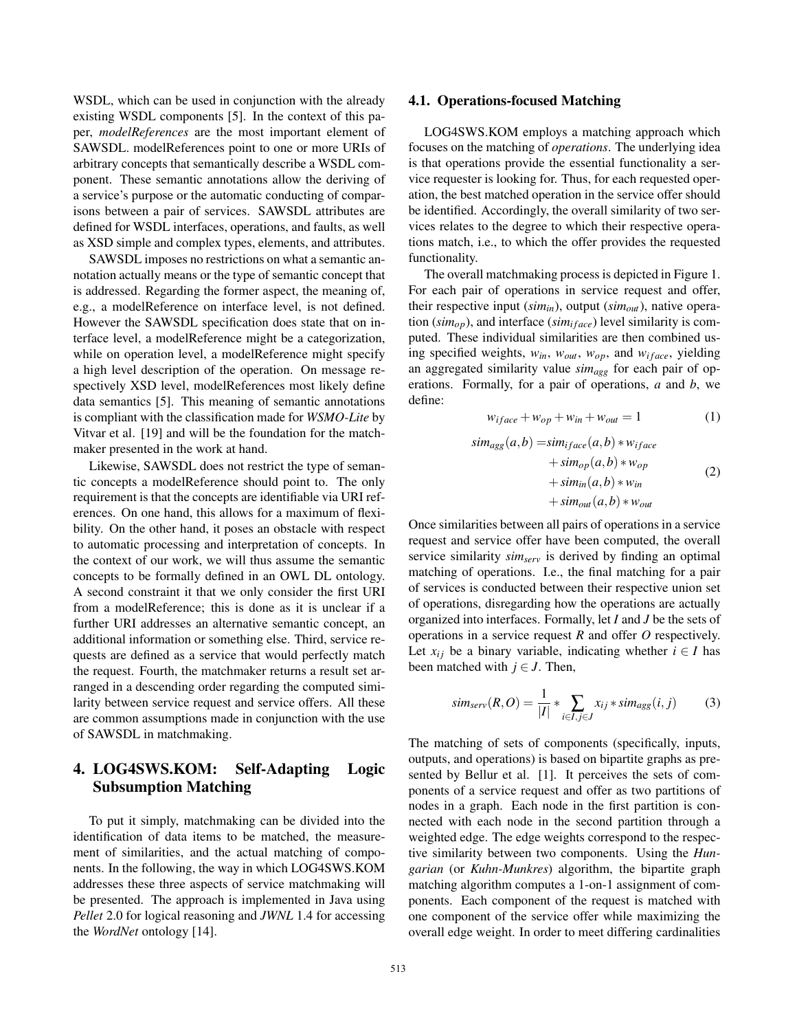WSDL, which can be used in conjunction with the already existing WSDL components [5]. In the context of this paper, *modelReferences* are the most important element of SAWSDL. modelReferences point to one or more URIs of arbitrary concepts that semantically describe a WSDL component. These semantic annotations allow the deriving of a service's purpose or the automatic conducting of comparisons between a pair of services. SAWSDL attributes are defined for WSDL interfaces, operations, and faults, as well as XSD simple and complex types, elements, and attributes.

SAWSDL imposes no restrictions on what a semantic annotation actually means or the type of semantic concept that is addressed. Regarding the former aspect, the meaning of, e.g., a modelReference on interface level, is not defined. However the SAWSDL specification does state that on interface level, a modelReference might be a categorization, while on operation level, a modelReference might specify a high level description of the operation. On message respectively XSD level, modelReferences most likely define data semantics [5]. This meaning of semantic annotations is compliant with the classification made for *WSMO-Lite* by Vitvar et al. [19] and will be the foundation for the matchmaker presented in the work at hand.

Likewise, SAWSDL does not restrict the type of semantic concepts a modelReference should point to. The only requirement is that the concepts are identifiable via URI references. On one hand, this allows for a maximum of flexibility. On the other hand, it poses an obstacle with respect to automatic processing and interpretation of concepts. In the context of our work, we will thus assume the semantic concepts to be formally defined in an OWL DL ontology. A second constraint it that we only consider the first URI from a modelReference; this is done as it is unclear if a further URI addresses an alternative semantic concept, an additional information or something else. Third, service requests are defined as a service that would perfectly match the request. Fourth, the matchmaker returns a result set arranged in a descending order regarding the computed similarity between service request and service offers. All these are common assumptions made in conjunction with the use of SAWSDL in matchmaking.

# 4. LOG4SWS.KOM: Self-Adapting Logic Subsumption Matching

To put it simply, matchmaking can be divided into the identification of data items to be matched, the measurement of similarities, and the actual matching of components. In the following, the way in which LOG4SWS.KOM addresses these three aspects of service matchmaking will be presented. The approach is implemented in Java using *Pellet* 2.0 for logical reasoning and *JWNL* 1.4 for accessing the *WordNet* ontology [14].

## 4.1. Operations-focused Matching

LOG4SWS.KOM employs a matching approach which focuses on the matching of *operations*. The underlying idea is that operations provide the essential functionality a service requester is looking for. Thus, for each requested operation, the best matched operation in the service offer should be identified. Accordingly, the overall similarity of two services relates to the degree to which their respective operations match, i.e., to which the offer provides the requested functionality.

The overall matchmaking process is depicted in Figure 1. For each pair of operations in service request and offer, their respective input ($sim_{in}$), output ($sim_{out}$), native operation ($sim_{op}$), and interface ($sim_{iface}$) level similarity is computed. These individual similarities are then combined using specified weights, $w_{in}$, $w_{out}$, $w_{op}$, and $w_{iface}$, yielding an aggregated similarity value $sim_{agg}$ for each pair of operations. Formally, for a pair of operations, $a$ and $b$, we define:

$$w_{iface} + w_{op} + w_{in} + w_{out} = 1 \tag{1}$$

$$\begin{aligned} sim_{agg}(a,b) = & sim_{iface}(a,b) * w_{iface} \\ & + sim_{op}(a,b) * w_{op} \\ & + sim_{in}(a,b) * w_{in} \\ & + sim_{out}(a,b) * w_{out} \end{aligned} \tag{2}$$

Once similarities between all pairs of operations in a service request and service offer have been computed, the overall service similarity $sim_{serv}$ is derived by finding an optimal matching of operations. I.e., the final matching for a pair of services is conducted between their respective union set of operations, disregarding how the operations are actually organized into interfaces. Formally, let $I$ and $J$ be the sets of operations in a service request $R$ and offer $O$ respectively. Let $x_{ij}$ be a binary variable, indicating whether $i \in I$ has been matched with $j \in J$. Then,

$$sim_{serv}(R,O) = \frac{1}{|I|} * \sum_{i \in I, j \in J} x_{ij} * sim_{agg}(i,j) \tag{3}$$

The matching of sets of components (specifically, inputs, outputs, and operations) is based on bipartite graphs as presented by Bellur et al. [1]. It perceives the sets of components of a service request and offer as two partitions of nodes in a graph. Each node in the first partition is connected with each node in the second partition through a weighted edge. The edge weights correspond to the respective similarity between two components. Using the *Hungarian* (or *Kuhn-Munkres*) algorithm, the bipartite graph matching algorithm computes a 1-on-1 assignment of components. Each component of the request is matched with one component of the service offer while maximizing the overall edge weight. In order to meet differing cardinalities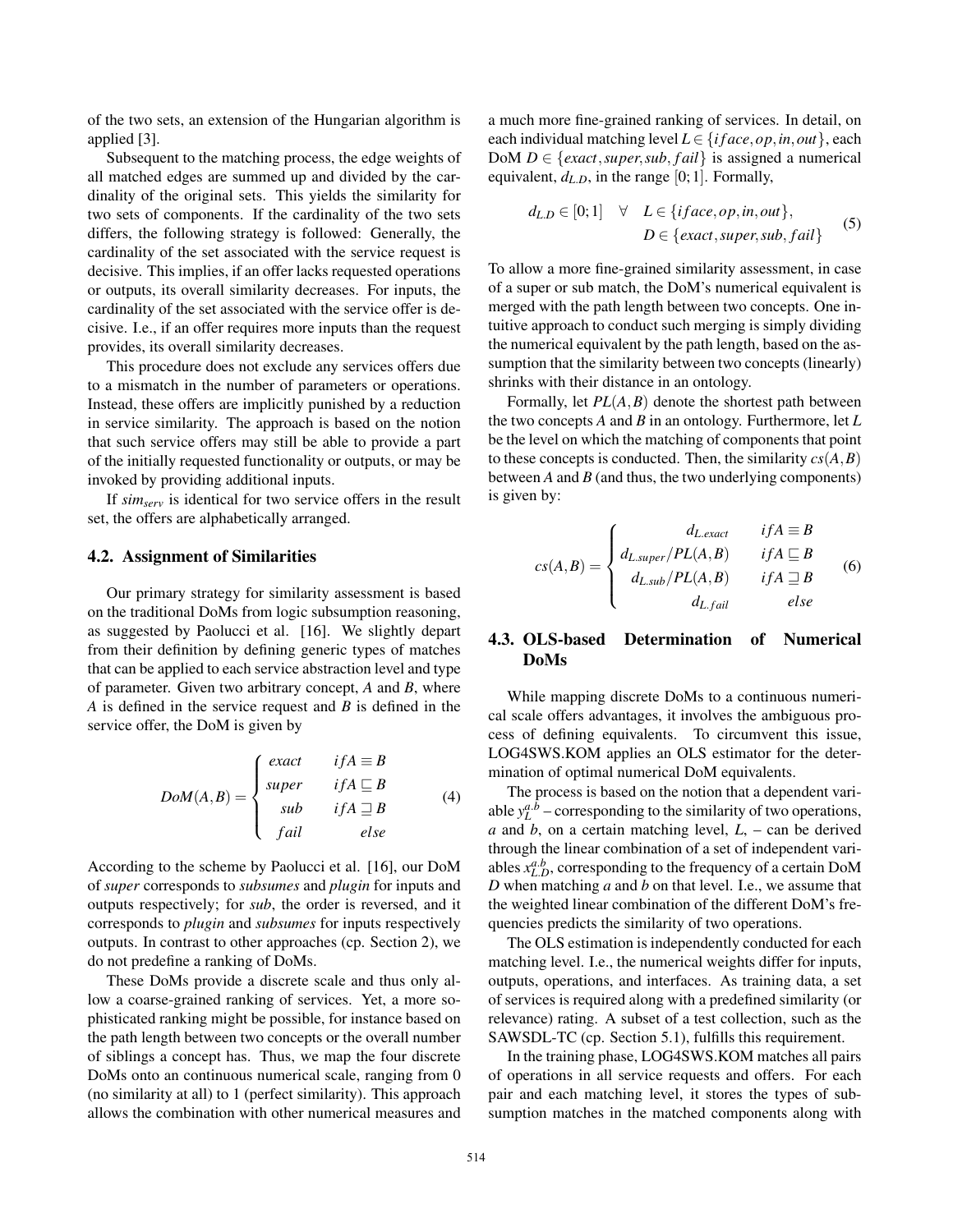of the two sets, an extension of the Hungarian algorithm is applied [3].

Subsequent to the matching process, the edge weights of all matched edges are summed up and divided by the cardinality of the original sets. This yields the similarity for two sets of components. If the cardinality of the two sets differs, the following strategy is followed: Generally, the cardinality of the set associated with the service request is decisive. This implies, if an offer lacks requested operations or outputs, its overall similarity decreases. For inputs, the cardinality of the set associated with the service offer is decisive. I.e., if an offer requires more inputs than the request provides, its overall similarity decreases.

This procedure does not exclude any services offers due to a mismatch in the number of parameters or operations. Instead, these offers are implicitly punished by a reduction in service similarity. The approach is based on the notion that such service offers may still be able to provide a part of the initially requested functionality or outputs, or may be invoked by providing additional inputs.

If $sim_{serv}$ is identical for two service offers in the result set, the offers are alphabetically arranged.

### 4.2. Assignment of Similarities

Our primary strategy for similarity assessment is based on the traditional DoMs from logic subsumption reasoning, as suggested by Paolucci et al. [16]. We slightly depart from their definition by defining generic types of matches that can be applied to each service abstraction level and type of parameter. Given two arbitrary concept, $A$ and $B$, where $A$ is defined in the service request and $B$ is defined in the service offer, the DoM is given by

$$DoM(A,B) = \begin{cases} exact & if A \equiv B \\ super & if A \sqsubseteq B \\ sub & if A \sqsupseteq B \\ fail & else \end{cases} \tag{4}$$

According to the scheme by Paolucci et al. [16], our DoM of *super* corresponds to *subsumes* and *plugin* for inputs and outputs respectively; for *sub*, the order is reversed, and it corresponds to *plugin* and *subsumes* for inputs respectively outputs. In contrast to other approaches (cp. Section 2), we do not predefine a ranking of DoMs.

These DoMs provide a discrete scale and thus only allow a coarse-grained ranking of services. Yet, a more sophisticated ranking might be possible, for instance based on the path length between two concepts or the overall number of siblings a concept has. Thus, we map the four discrete DoMs onto an continuous numerical scale, ranging from 0 (no similarity at all) to 1 (perfect similarity). This approach allows the combination with other numerical measures and a much more fine-grained ranking of services. In detail, on each individual matching level $L \in \{iface, op, in, out\}$, each DoM $D \in \{exact, super, sub, fail\}$ is assigned a numerical equivalent, $d_{L.D}$, in the range $[0;1]$. Formally,

$$d_{L.D} \in [0;1] \quad \forall \quad L \in \{iface, op, in, out\}, \\ D \in \{exact, super, sub, fail\} \tag{5}$$

To allow a more fine-grained similarity assessment, in case of a super or sub match, the DoM's numerical equivalent is merged with the path length between two concepts. One intuitive approach to conduct such merging is simply dividing the numerical equivalent by the path length, based on the assumption that the similarity between two concepts (linearly) shrinks with their distance in an ontology.

Formally, let $PL(A,B)$ denote the shortest path between the two concepts $A$ and $B$ in an ontology. Furthermore, let $L$ be the level on which the matching of components that point to these concepts is conducted. Then, the similarity $cs(A,B)$ between $A$ and $B$ (and thus, the two underlying components) is given by:

$$cs(A,B) = \begin{cases} d_{L.exact} & if A \equiv B \\ d_{L.super}/PL(A,B) & if A \sqsubseteq B \\ d_{L.sub}/PL(A,B) & if A \sqsupseteq B \\ d_{L.fail} & else \end{cases} \tag{6}$$

### 4.3. OLS-based Determination of Numerical DoMs

While mapping discrete DoMs to a continuous numerical scale offers advantages, it involves the ambiguous process of defining equivalents. To circumvent this issue, LOG4SWS.KOM applies an OLS estimator for the determination of optimal numerical DoM equivalents.

The process is based on the notion that a dependent variable $y_L^{a.b}$ – corresponding to the similarity of two operations, $a$ and $b$, on a certain matching level, $L$, – can be derived through the linear combination of a set of independent variables $x_{L.D}^{a.b}$, corresponding to the frequency of a certain DoM $D$ when matching $a$ and $b$ on that level. I.e., we assume that the weighted linear combination of the different DoM's frequencies predicts the similarity of two operations.

The OLS estimation is independently conducted for each matching level. I.e., the numerical weights differ for inputs, outputs, operations, and interfaces. As training data, a set of services is required along with a predefined similarity (or relevance) rating. A subset of a test collection, such as the SAWSDL-TC (cp. Section 5.1), fulfills this requirement.

In the training phase, LOG4SWS.KOM matches all pairs of operations in all service requests and offers. For each pair and each matching level, it stores the types of subsumption matches in the matched components along with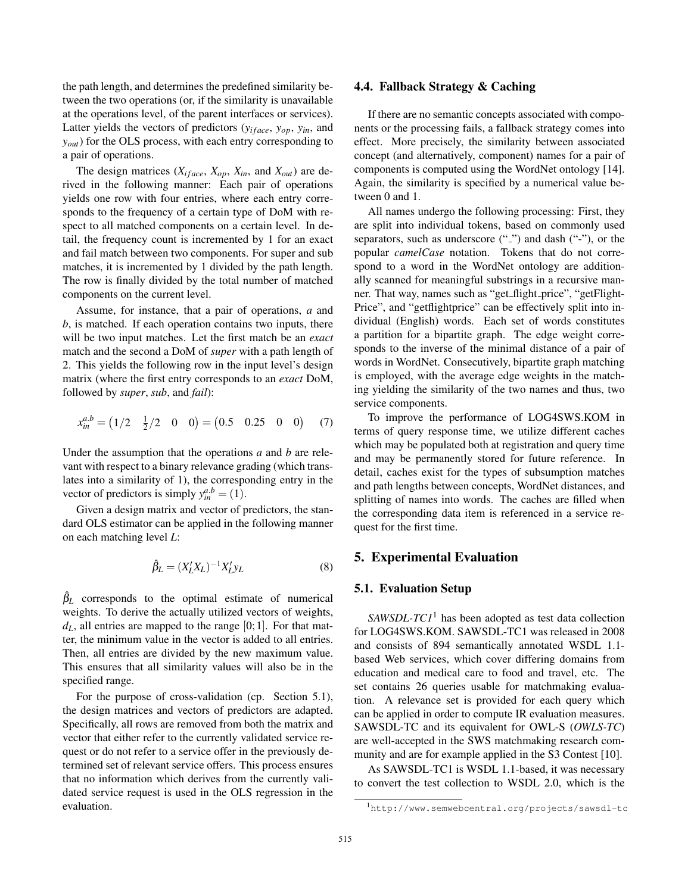the path length, and determines the predefined similarity between the two operations (or, if the similarity is unavailable at the operations level, of the parent interfaces or services). Latter yields the vectors of predictors ($y_{iface}$, $y_{op}$, $y_{in}$, and $y_{out}$) for the OLS process, with each entry corresponding to a pair of operations.

The design matrices ($X_{iface}$, $X_{op}$, $X_{in}$, and $X_{out}$) are derived in the following manner: Each pair of operations yields one row with four entries, where each entry corresponds to the frequency of a certain type of DoM with respect to all matched components on a certain level. In detail, the frequency count is incremented by 1 for an exact and fail match between two components. For super and sub matches, it is incremented by 1 divided by the path length. The row is finally divided by the total number of matched components on the current level.

Assume, for instance, that a pair of operations, *a* and *b*, is matched. If each operation contains two inputs, there will be two input matches. Let the first match be an *exact* match and the second a DoM of *super* with a path length of 2. This yields the following row in the input level's design matrix (where the first entry corresponds to an *exact* DoM, followed by *super*, *sub*, and *fail*):

$$x_{in}^{a.b} = \begin{pmatrix} 1/2 & \frac{1}{2}/2 & 0 & 0 \end{pmatrix} = \begin{pmatrix} 0.5 & 0.25 & 0 & 0 \end{pmatrix} \quad (7)$$

Under the assumption that the operations *a* and *b* are relevant with respect to a binary relevance grading (which translates into a similarity of 1), the corresponding entry in the vector of predictors is simply $y_{in}^{a.b} = (1)$.

Given a design matrix and vector of predictors, the standard OLS estimator can be applied in the following manner on each matching level *L*:

$$\hat{\beta}_L = (X_L' X_L)^{-1} X_L' y_L \quad (8)$$

$\hat{\beta}_L$ corresponds to the optimal estimate of numerical weights. To derive the actually utilized vectors of weights, $d_L$, all entries are mapped to the range $[0;1]$. For that matter, the minimum value in the vector is added to all entries. Then, all entries are divided by the new maximum value. This ensures that all similarity values will also be in the specified range.

For the purpose of cross-validation (cp. Section 5.1), the design matrices and vectors of predictors are adapted. Specifically, all rows are removed from both the matrix and vector that either refer to the currently validated service request or do not refer to a service offer in the previously determined set of relevant service offers. This process ensures that no information which derives from the currently validated service request is used in the OLS regression in the evaluation.

### 4.4. Fallback Strategy & Caching

If there are no semantic concepts associated with components or the processing fails, a fallback strategy comes into effect. More precisely, the similarity between associated concept (and alternatively, component) names for a pair of components is computed using the WordNet ontology [14]. Again, the similarity is specified by a numerical value between 0 and 1.

All names undergo the following processing: First, they are split into individual tokens, based on commonly used separators, such as underscore ("_") and dash ("-"), or the popular *camelCase* notation. Tokens that do not correspond to a word in the WordNet ontology are additionally scanned for meaningful substrings in a recursive manner. That way, names such as "get_flight_price", "getFlightPrice", and "getflightprice" can be effectively split into individual (English) words. Each set of words constitutes a partition for a bipartite graph. The edge weight corresponds to the inverse of the minimal distance of a pair of words in WordNet. Consecutively, bipartite graph matching is employed, with the average edge weights in the matching yielding the similarity of the two names and thus, two service components.

To improve the performance of LOG4SWS.KOM in terms of query response time, we utilize different caches which may be populated both at registration and query time and may be permanently stored for future reference. In detail, caches exist for the types of subsumption matches and path lengths between concepts, WordNet distances, and splitting of names into words. The caches are filled when the corresponding data item is referenced in a service request for the first time.

## 5. Experimental Evaluation

### 5.1. Evaluation Setup

*SAWSDL-TC1*[1] has been adopted as test data collection for LOG4SWS.KOM. SAWSDL-TC1 was released in 2008 and consists of 894 semantically annotated WSDL 1.1-based Web services, which cover differing domains from education and medical care to food and travel, etc. The set contains 26 queries usable for matchmaking evaluation. A relevance set is provided for each query which can be applied in order to compute IR evaluation measures. SAWSDL-TC and its equivalent for OWL-S (*OWLS-TC*) are well-accepted in the SWS matchmaking research community and are for example applied in the S3 Contest [10].

As SAWSDL-TC1 is WSDL 1.1-based, it was necessary to convert the test collection to WSDL 2.0, which is the

[1] http://www.semwebcentral.org/projects/sawsdl-tc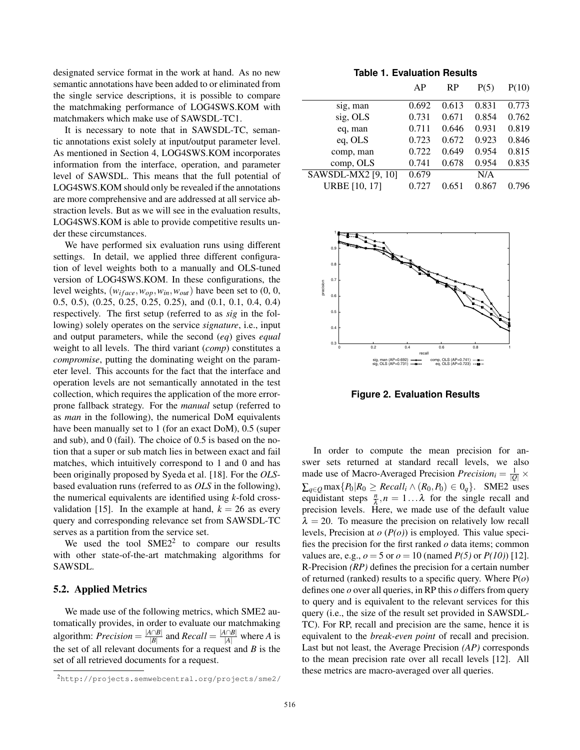designated service format in the work at hand. As no new semantic annotations have been added to or eliminated from the single service descriptions, it is possible to compare the matchmaking performance of LOG4SWS.KOM with matchmakers which make use of SAWSDL-TC1.

It is necessary to note that in SAWSDL-TC, semantic annotations exist solely at input/output parameter level. As mentioned in Section 4, LOG4SWS.KOM incorporates information from the interface, operation, and parameter level of SAWSDL. This means that the full potential of LOG4SWS.KOM should only be revealed if the annotations are more comprehensive and are addressed at all service abstraction levels. But as we will see in the evaluation results, LOG4SWS.KOM is able to provide competitive results under these circumstances.

We have performed six evaluation runs using different settings. In detail, we applied three different configuration of level weights both to a manually and OLS-tuned version of LOG4SWS.KOM. In these configurations, the level weights, $(w_{iface}, w_{op}, w_{in}, w_{out})$ have been set to (0, 0, 0.5, 0.5), (0.25, 0.25, 0.25, 0.25), and (0.1, 0.1, 0.4, 0.4) respectively. The first setup (referred to as *sig* in the following) solely operates on the service *signature*, i.e., input and output parameters, while the second (*eq*) gives *equal* weight to all levels. The third variant (*comp*) constitutes a *compromise*, putting the dominating weight on the parameter level. This accounts for the fact that the interface and operation levels are not semantically annotated in the test collection, which requires the application of the more error-prone fallback strategy. For the *manual* setup (referred to as *man* in the following), the numerical DoM equivalents have been manually set to 1 (for an exact DoM), 0.5 (super and sub), and 0 (fail). The choice of 0.5 is based on the notion that a super or sub match lies in between exact and fail matches, which intuitively correspond to 1 and 0 and has been originally proposed by Syeda et al. [18]. For the *OLS*-based evaluation runs (referred to as *OLS* in the following), the numerical equivalents are identified using *k*-fold cross-validation [15]. In the example at hand, $k = 26$ as every query and corresponding relevance set from SAWSDL-TC serves as a partition from the service set.

We used the tool SME2[2] to compare our results with other state-of-the-art matchmaking algorithms for SAWSDL.

### 5.2. Applied Metrics

We made use of the following metrics, which SME2 automatically provides, in order to evaluate our matchmaking algorithm: $Precision = \frac{|A \cap B|}{|B|}$ and $Recall = \frac{|A \cap B|}{|A|}$ where *A* is the set of all relevant documents for a request and *B* is the set of all retrieved documents for a request.

[2] http://projects.semwebcentral.org/projects/sme2/

**Table 1. Evaluation Results**

| | AP | RP | P(5) | P(10) |
|---|---|---|---|---|
| sig, man | 0.692 | 0.613 | 0.831 | 0.773 |
| sig, OLS | 0.731 | 0.671 | 0.854 | 0.762 |
| eq, man | 0.711 | 0.646 | 0.931 | 0.819 |
| eq, OLS | 0.723 | 0.672 | 0.923 | 0.846 |
| comp, man | 0.722 | 0.649 | 0.954 | 0.815 |
| comp, OLS | 0.741 | 0.678 | 0.954 | 0.835 |
| SAWSDL-MX2 [9, 10] | 0.679 | | N/A | |
| URBE [10, 17] | 0.727 | 0.651 | 0.867 | 0.796 |

**Figure 2. Evaluation Results**

In order to compute the mean precision for answer sets returned at standard recall levels, we also made use of Macro-Averaged Precision $Precision_i = \frac{1}{|Q|} \times \sum_{q \in Q} \max\{P_0 | R_0 \geq Recall_i \wedge (R_0, P_0) \in 0_q\}$. SME2 uses equidistant steps $\frac{n}{\lambda}, n = 1 \ldots \lambda$ for the single recall and precision levels. Here, we made use of the default value $\lambda = 20$. To measure the precision on relatively low recall levels, Precision at *o* (*P(o)*) is employed. This value specifies the precision for the first ranked *o* data items; common values are, e.g., $o = 5$ or $o = 10$ (named *P(5)* or *P(10)*) [12]. R-Precision *(RP)* defines the precision for a certain number of returned (ranked) results to a specific query. Where P(*o*) defines one *o* over all queries, in RP this *o* differs from query to query and is equivalent to the relevant services for this query (i.e., the size of the result set provided in SAWSDL-TC). For RP, recall and precision are the same, hence it is equivalent to the *break-even point* of recall and precision. Last but not least, the Average Precision *(AP)* corresponds to the mean precision rate over all recall levels [12]. All these metrics are macro-averaged over all queries.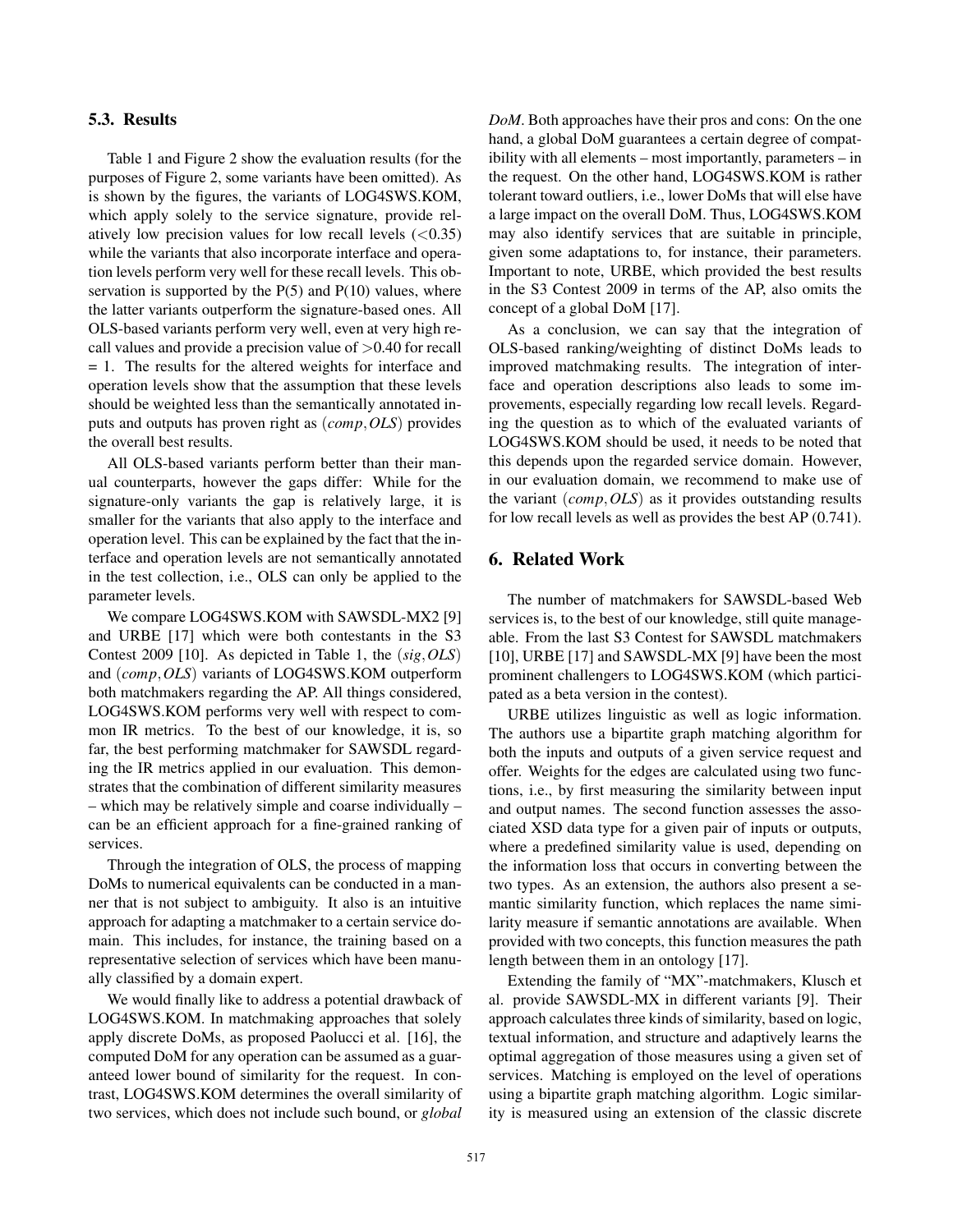### 5.3. Results

Table 1 and Figure 2 show the evaluation results (for the purposes of Figure 2, some variants have been omitted). As is shown by the figures, the variants of LOG4SWS.KOM, which apply solely to the service signature, provide relatively low precision values for low recall levels (<0.35) while the variants that also incorporate interface and operation levels perform very well for these recall levels. This observation is supported by the P(5) and P(10) values, where the latter variants outperform the signature-based ones. All OLS-based variants perform very well, even at very high recall values and provide a precision value of >0.40 for recall = 1. The results for the altered weights for interface and operation levels show that the assumption that these levels should be weighted less than the semantically annotated inputs and outputs has proven right as $(comp, OLS)$ provides the overall best results.

All OLS-based variants perform better than their manual counterparts, however the gaps differ: While for the signature-only variants the gap is relatively large, it is smaller for the variants that also apply to the interface and operation level. This can be explained by the fact that the interface and operation levels are not semantically annotated in the test collection, i.e., OLS can only be applied to the parameter levels.

We compare LOG4SWS.KOM with SAWSDL-MX2 [9] and URBE [17] which were both contestants in the S3 Contest 2009 [10]. As depicted in Table 1, the $(sig, OLS)$ and $(comp, OLS)$ variants of LOG4SWS.KOM outperform both matchmakers regarding the AP. All things considered, LOG4SWS.KOM performs very well with respect to common IR metrics. To the best of our knowledge, it is, so far, the best performing matchmaker for SAWSDL regarding the IR metrics applied in our evaluation. This demonstrates that the combination of different similarity measures – which may be relatively simple and coarse individually – can be an efficient approach for a fine-grained ranking of services.

Through the integration of OLS, the process of mapping DoMs to numerical equivalents can be conducted in a manner that is not subject to ambiguity. It also is an intuitive approach for adapting a matchmaker to a certain service domain. This includes, for instance, the training based on a representative selection of services which have been manually classified by a domain expert.

We would finally like to address a potential drawback of LOG4SWS.KOM. In matchmaking approaches that solely apply discrete DoMs, as proposed Paolucci et al. [16], the computed DoM for any operation can be assumed as a guaranteed lower bound of similarity for the request. In contrast, LOG4SWS.KOM determines the overall similarity of two services, which does not include such bound, or *global DoM*. Both approaches have their pros and cons: On the one hand, a global DoM guarantees a certain degree of compatibility with all elements – most importantly, parameters – in the request. On the other hand, LOG4SWS.KOM is rather tolerant toward outliers, i.e., lower DoMs that will else have a large impact on the overall DoM. Thus, LOG4SWS.KOM may also identify services that are suitable in principle, given some adaptations to, for instance, their parameters. Important to note, URBE, which provided the best results in the S3 Contest 2009 in terms of the AP, also omits the concept of a global DoM [17].

As a conclusion, we can say that the integration of OLS-based ranking/weighting of distinct DoMs leads to improved matchmaking results. The integration of interface and operation descriptions also leads to some improvements, especially regarding low recall levels. Regarding the question as to which of the evaluated variants of LOG4SWS.KOM should be used, it needs to be noted that this depends upon the regarded service domain. However, in our evaluation domain, we recommend to make use of the variant $(comp, OLS)$ as it provides outstanding results for low recall levels as well as provides the best AP (0.741).

## 6. Related Work

The number of matchmakers for SAWSDL-based Web services is, to the best of our knowledge, still quite manageable. From the last S3 Contest for SAWSDL matchmakers [10], URBE [17] and SAWSDL-MX [9] have been the most prominent challengers to LOG4SWS.KOM (which participated as a beta version in the contest).

URBE utilizes linguistic as well as logic information. The authors use a bipartite graph matching algorithm for both the inputs and outputs of a given service request and offer. Weights for the edges are calculated using two functions, i.e., by first measuring the similarity between input and output names. The second function assesses the associated XSD data type for a given pair of inputs or outputs, where a predefined similarity value is used, depending on the information loss that occurs in converting between the two types. As an extension, the authors also present a semantic similarity function, which replaces the name similarity measure if semantic annotations are available. When provided with two concepts, this function measures the path length between them in an ontology [17].

Extending the family of "MX"-matchmakers, Klusch et al. provide SAWSDL-MX in different variants [9]. Their approach calculates three kinds of similarity, based on logic, textual information, and structure and adaptively learns the optimal aggregation of those measures using a given set of services. Matching is employed on the level of operations using a bipartite graph matching algorithm. Logic similarity is measured using an extension of the classic discrete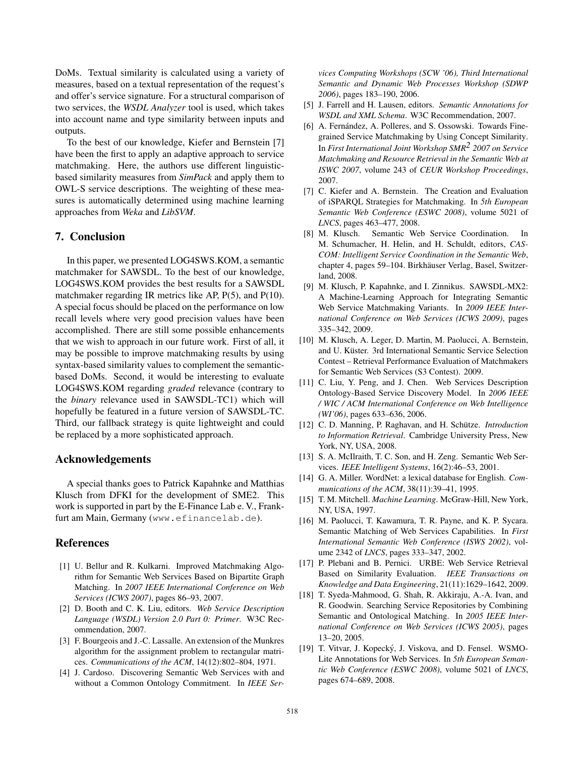DoMs. Textual similarity is calculated using a variety of measures, based on a textual representation of the request's and offer's service signature. For a structural comparison of two services, the *WSDL Analyzer* tool is used, which takes into account name and type similarity between inputs and outputs.

To the best of our knowledge, Kiefer and Bernstein [7] have been the first to apply an adaptive approach to service matchmaking. Here, the authors use different linguistic-based similarity measures from *SimPack* and apply them to OWL-S service descriptions. The weighting of these measures is automatically determined using machine learning approaches from *Weka* and *LibSVM*.

## 7. Conclusion

In this paper, we presented LOG4SWS.KOM, a semantic matchmaker for SAWSDL. To the best of our knowledge, LOG4SWS.KOM provides the best results for a SAWSDL matchmaker regarding IR metrics like AP, P(5), and P(10). A special focus should be placed on the performance on low recall levels where very good precision values have been accomplished. There are still some possible enhancements that we wish to approach in our future work. First of all, it may be possible to improve matchmaking results by using syntax-based similarity values to complement the semantic-based DoMs. Second, it would be interesting to evaluate LOG4SWS.KOM regarding *graded* relevance (contrary to the *binary* relevance used in SAWSDL-TC1) which will hopefully be featured in a future version of SAWSDL-TC. Third, our fallback strategy is quite lightweight and could be replaced by a more sophisticated approach.

## Acknowledgements

A special thanks goes to Patrick Kapahnke and Matthias Klusch from DFKI for the development of SME2. This work is supported in part by the E-Finance Lab e. V., Frankfurt am Main, Germany (www.efinancelab.de).

## References

[1] U. Bellur and R. Kulkarni. Improved Matchmaking Algorithm for Semantic Web Services Based on Bipartite Graph Matching. In *2007 IEEE International Conference on Web Services (ICWS 2007)*, pages 86–93, 2007.

[2] D. Booth and C. K. Liu, editors. *Web Service Description Language (WSDL) Version 2.0 Part 0: Primer*. W3C Recommendation, 2007.

[3] F. Bourgeois and J.-C. Lassalle. An extension of the Munkres algorithm for the assignment problem to rectangular matrices. *Communications of the ACM*, 14(12):802–804, 1971.

[4] J. Cardoso. Discovering Semantic Web Services with and without a Common Ontology Commitment. In *IEEE Services Computing Workshops (SCW '06), Third International Semantic and Dynamic Web Processes Workshop (SDWP 2006)*, pages 183–190, 2006.

[5] J. Farrell and H. Lausen, editors. *Semantic Annotations for WSDL and XML Schema*. W3C Recommendation, 2007.

[6] A. Fernández, A. Polleres, and S. Ossowski. Towards Fine-grained Service Matchmaking by Using Concept Similarity. In *First International Joint Workshop SMR$^2$ 2007 on Service Matchmaking and Resource Retrieval in the Semantic Web at ISWC 2007*, volume 243 of *CEUR Workshop Proceedings*, 2007.

[7] C. Kiefer and A. Bernstein. The Creation and Evaluation of iSPARQL Strategies for Matchmaking. In *5th European Semantic Web Conference (ESWC 2008)*, volume 5021 of *LNCS*, pages 463–477, 2008.

[8] M. Klusch. Semantic Web Service Coordination. In M. Schumacher, H. Helin, and H. Schuldt, editors, *CASCOM: Intelligent Service Coordination in the Semantic Web*, chapter 4, pages 59–104. Birkhäuser Verlag, Basel, Switzerland, 2008.

[9] M. Klusch, P. Kapahnke, and I. Zinnikus. SAWSDL-MX2: A Machine-Learning Approach for Integrating Semantic Web Service Matchmaking Variants. In *2009 IEEE International Conference on Web Services (ICWS 2009)*, pages 335–342, 2009.

[10] M. Klusch, A. Leger, D. Martin, M. Paolucci, A. Bernstein, and U. Küster. 3rd International Semantic Service Selection Contest – Retrieval Performance Evaluation of Matchmakers for Semantic Web Services (S3 Contest). 2009.

[11] C. Liu, Y. Peng, and J. Chen. Web Services Description Ontology-Based Service Discovery Model. In *2006 IEEE / WIC / ACM International Conference on Web Intelligence (WI'06)*, pages 633–636, 2006.

[12] C. D. Manning, P. Raghavan, and H. Schütze. *Introduction to Information Retrieval*. Cambridge University Press, New York, NY, USA, 2008.

[13] S. A. McIlraith, T. C. Son, and H. Zeng. Semantic Web Services. *IEEE Intelligent Systems*, 16(2):46–53, 2001.

[14] G. A. Miller. WordNet: a lexical database for English. *Communications of the ACM*, 38(11):39–41, 1995.

[15] T. M. Mitchell. *Machine Learning*. McGraw-Hill, New York, NY, USA, 1997.

[16] M. Paolucci, T. Kawamura, T. R. Payne, and K. P. Sycara. Semantic Matching of Web Services Capabilities. In *First International Semantic Web Conference (ISWS 2002)*, volume 2342 of *LNCS*, pages 333–347, 2002.

[17] P. Plebani and B. Pernici. URBE: Web Service Retrieval Based on Similarity Evaluation. *IEEE Transactions on Knowledge and Data Engineering*, 21(11):1629–1642, 2009.

[18] T. Syeda-Mahmood, G. Shah, R. Akkiraju, A.-A. Ivan, and R. Goodwin. Searching Service Repositories by Combining Semantic and Ontological Matching. In *2005 IEEE International Conference on Web Services (ICWS 2005)*, pages 13–20, 2005.

[19] T. Vitvar, J. Kopecký, J. Viskova, and D. Fensel. WSMO-Lite Annotations for Web Services. In *5th European Semantic Web Conference (ESWC 2008)*, volume 5021 of *LNCS*, pages 674–689, 2008.